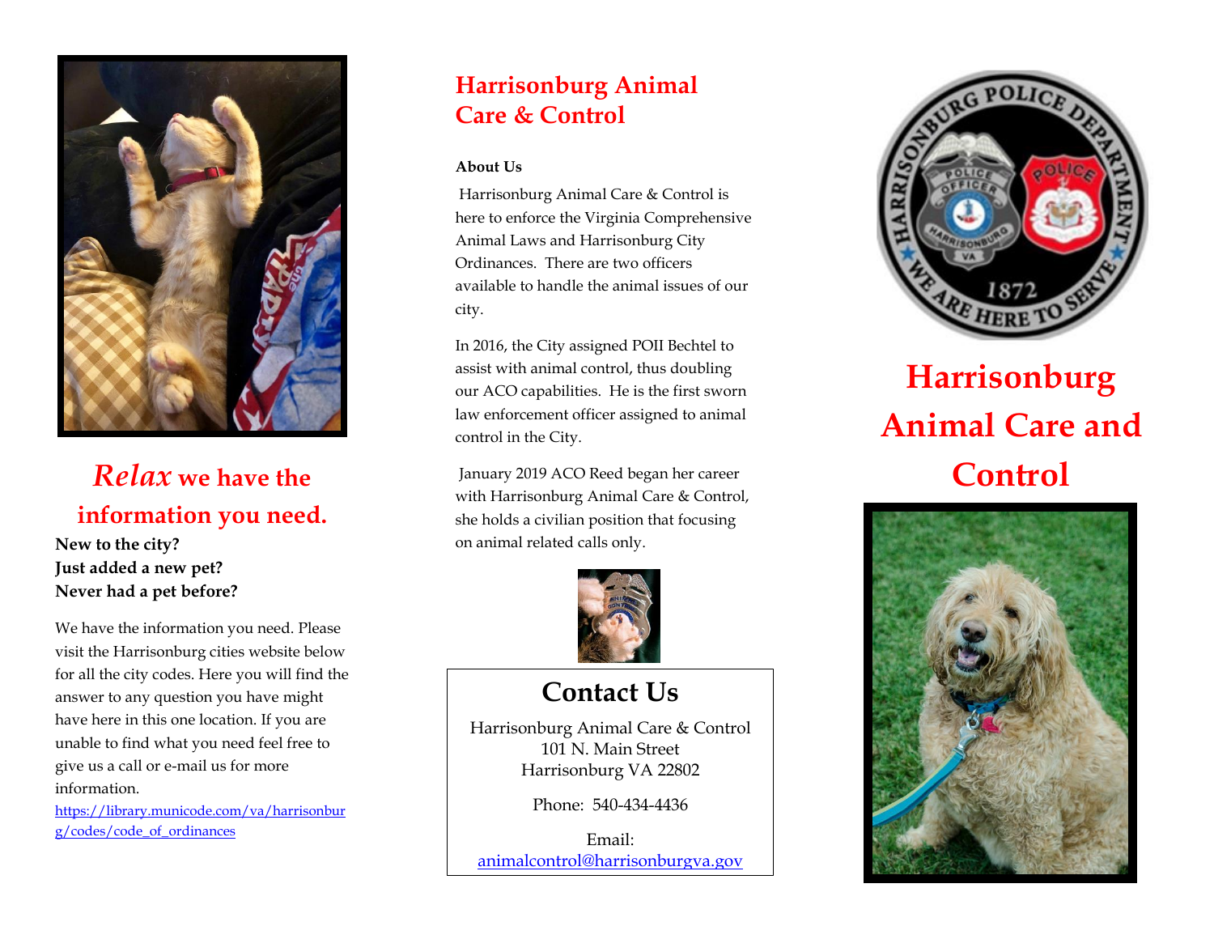*Relax* **we have the information you need.**

**New to the city?**
**Just added a new pet?**
**Never had a pet before?**

We have the information you need. Please visit the Harrisonburg cities website below for all the city codes. Here you will find the answer to any question you have might have here in this one location. If you are unable to find what you need feel free to give us a call or e-mail us for more information.

https://library.municode.com/va/harrisonburg/codes/code_of_ordinances

## Harrisonburg Animal Care & Control

**About Us**

Harrisonburg Animal Care & Control is here to enforce the Virginia Comprehensive Animal Laws and Harrisonburg City Ordinances. There are two officers available to handle the animal issues of our city.

In 2016, the City assigned POII Bechtel to assist with animal control, thus doubling our ACO capabilities. He is the first sworn law enforcement officer assigned to animal control in the City.

January 2019 ACO Reed began her career with Harrisonburg Animal Care & Control, she holds a civilian position that focusing on animal related calls only.

## Contact Us

Harrisonburg Animal Care & Control
101 N. Main Street
Harrisonburg VA 22802

Phone: 540-434-4436

Email:
animalcontrol@harrisonburgva.gov

# Harrisonburg Animal Care and Control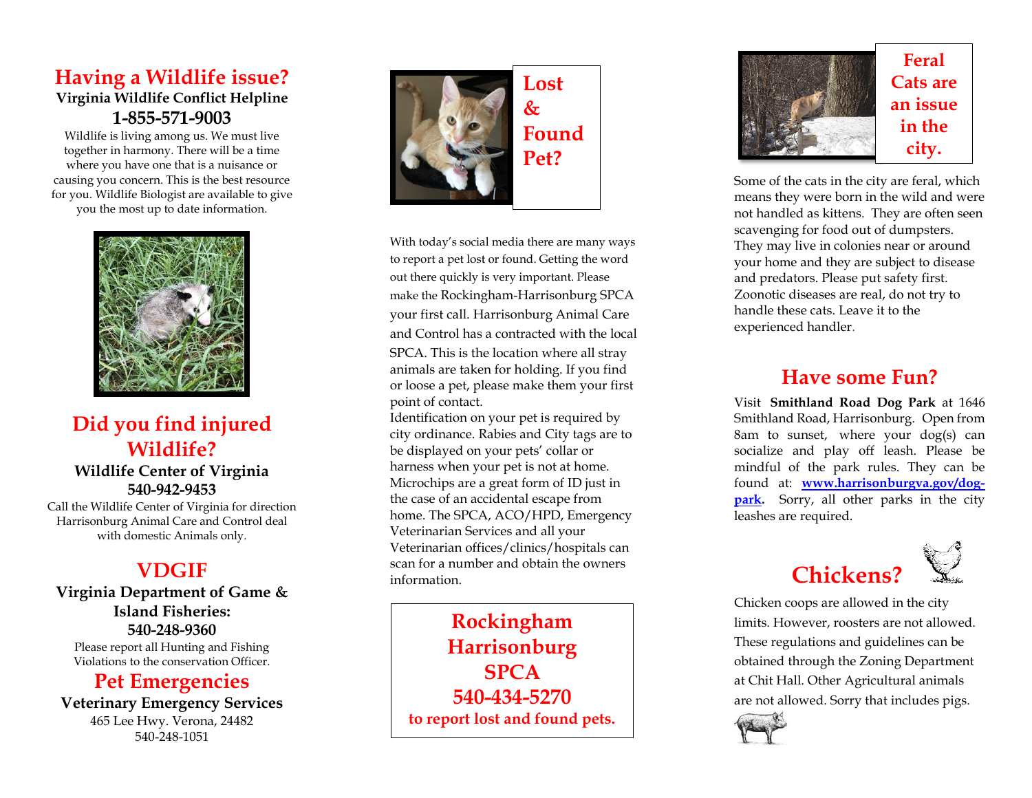## Having a Wildlife issue?

**Virginia Wildlife Conflict Helpline**

**1-855-571-9003**

Wildlife is living among us. We must live together in harmony. There will be a time where you have one that is a nuisance or causing you concern. This is the best resource for you. Wildlife Biologist are available to give you the most up to date information.

## Did you find injured Wildlife?

**Wildlife Center of Virginia**

**540-942-9453**

Call the Wildlife Center of Virginia for direction Harrisonburg Animal Care and Control deal with domestic Animals only.

## VDGIF

**Virginia Department of Game & Island Fisheries:**

**540-248-9360**

Please report all Hunting and Fishing Violations to the conservation Officer.

## Pet Emergencies

**Veterinary Emergency Services**

465 Lee Hwy. Verona, 24482

540-248-1051

## Lost & Found Pet?

With today's social media there are many ways to report a pet lost or found. Getting the word out there quickly is very important. Please make the Rockingham-Harrisonburg SPCA your first call. Harrisonburg Animal Care and Control has a contracted with the local SPCA. This is the location where all stray animals are taken for holding. If you find or loose a pet, please make them your first point of contact.

Identification on your pet is required by city ordinance. Rabies and City tags are to be displayed on your pets' collar or harness when your pet is not at home. Microchips are a great form of ID just in the case of an accidental escape from home. The SPCA, ACO/HPD, Emergency Veterinarian Services and all your Veterinarian offices/clinics/hospitals can scan for a number and obtain the owners information.

**Rockingham Harrisonburg SPCA**

**540-434-5270**

**to report lost and found pets.**

## Feral Cats are an issue in the city.

Some of the cats in the city are feral, which means they were born in the wild and were not handled as kittens. They are often seen scavenging for food out of dumpsters. They may live in colonies near or around your home and they are subject to disease and predators. Please put safety first. Zoonotic diseases are real, do not try to handle these cats. Leave it to the experienced handler.

## Have some Fun?

Visit **Smithland Road Dog Park** at 1646 Smithland Road, Harrisonburg. Open from 8am to sunset, where your dog(s) can socialize and play off leash. Please be mindful of the park rules. They can be found at: **www.harrisonburgva.gov/dog-park.** Sorry, all other parks in the city leashes are required.

## Chickens?

Chicken coops are allowed in the city limits. However, roosters are not allowed. These regulations and guidelines can be obtained through the Zoning Department at Chit Hall. Other Agricultural animals are not allowed. Sorry that includes pigs.